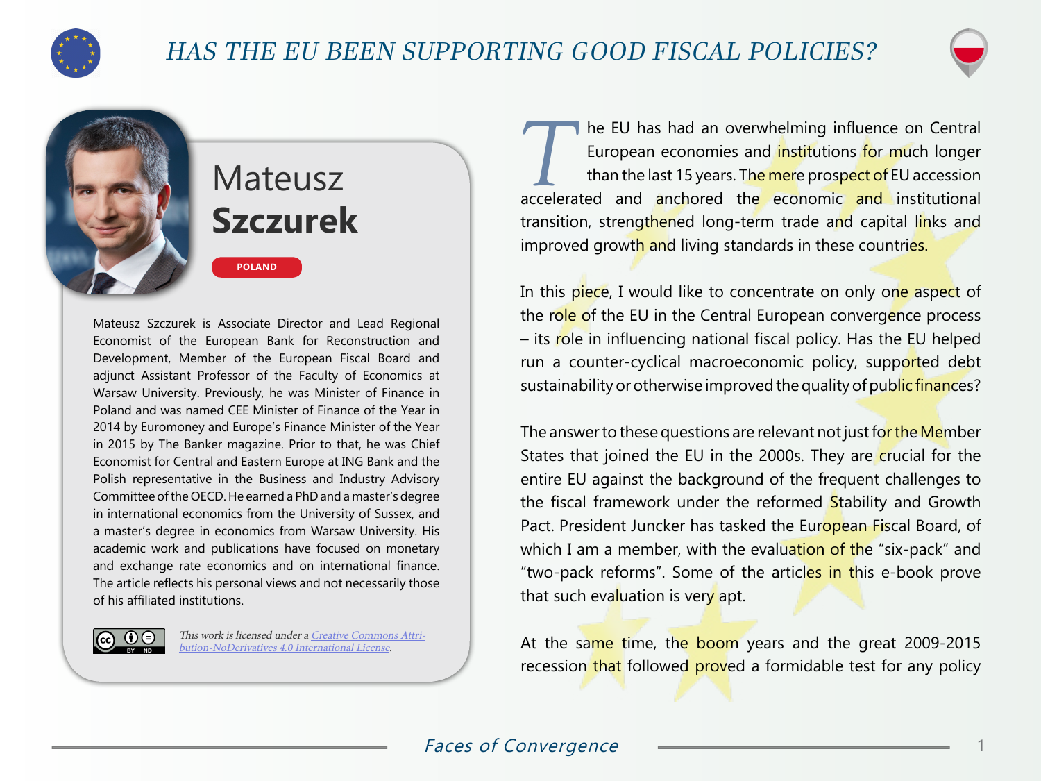# HAS THE EU BEEN SUPPORTING GOOD FISCAL POLICIES?

## Mateusz **Szczurek**

POLAND

Mateusz Szczurek is Associate Director and Lead Regional Economist of the European Bank for Reconstruction and Development, Member of the European Fiscal Board and adjunct Assistant Professor of the Faculty of Economics at Warsaw University. Previously, he was Minister of Finance in Poland and was named CEE Minister of Finance of the Year in 2014 by Euromoney and Europe's Finance Minister of the Year in 2015 by The Banker magazine. Prior to that, he was Chief Economist for Central and Eastern Europe at ING Bank and the Polish representative in the Business and Industry Advisory Committee of the OECD. He earned a PhD and a master's degree in international economics from the University of Sussex, and a master's degree in economics from Warsaw University. His academic work and publications have focused on monetary and exchange rate economics and on international finance. The article reflects his personal views and not necessarily those of his affiliated institutions.

*This work is licensed under a [Creative Commons Attribution-NoDerivatives 4.0 International License](https://creativecommons.org/licenses/by-nd/4.0/).*

The EU has had an overwhelming influence on Central European economies and institutions for much longer than the last 15 years. The mere prospect of EU accession accelerated and anchored the economic and institutional transition, strengthened long-term trade and capital links and improved growth and living standards in these countries.

In this piece, I would like to concentrate on only one aspect of the role of the EU in the Central European convergence process – its role in influencing national fiscal policy. Has the EU helped run a counter-cyclical macroeconomic policy, supported debt sustainability or otherwise improved the quality of public finances?

The answer to these questions are relevant not just for the Member States that joined the EU in the 2000s. They are crucial for the entire EU against the background of the frequent challenges to the fiscal framework under the reformed Stability and Growth Pact. President Juncker has tasked the European Fiscal Board, of which I am a member, with the evaluation of the "six-pack" and "two-pack reforms". Some of the articles in this e-book prove that such evaluation is very apt.

At the same time, the boom years and the great 2009-2015 recession that followed proved a formidable test for any policy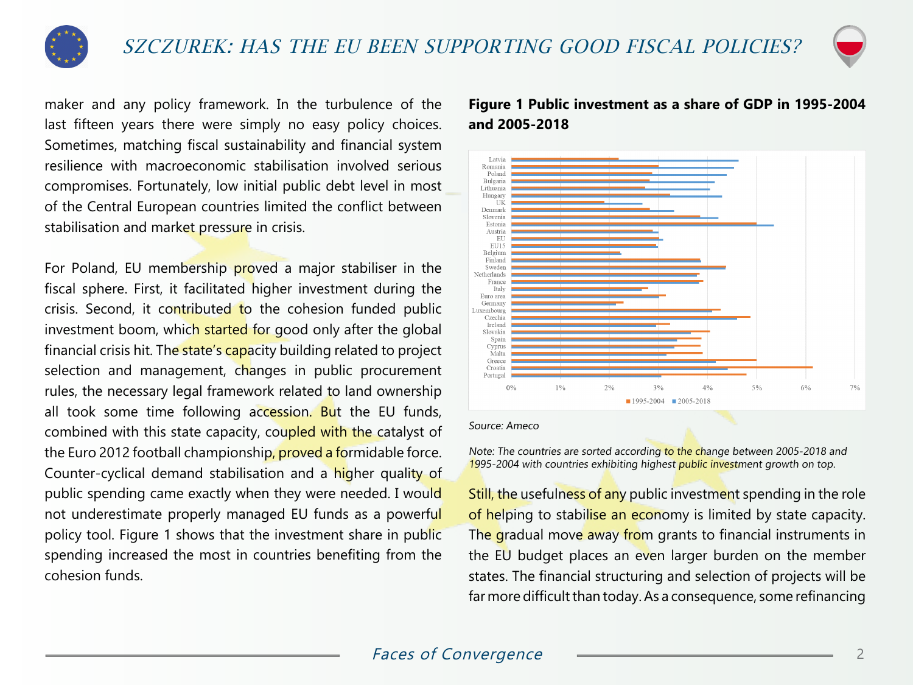maker and any policy framework. In the turbulence of the last fifteen years there were simply no easy policy choices. Sometimes, matching fiscal sustainability and financial system resilience with macroeconomic stabilisation involved serious compromises. Fortunately, low initial public debt level in most of the Central European countries limited the conflict between stabilisation and market pressure in crisis.

For Poland, EU membership proved a major stabiliser in the fiscal sphere. First, it facilitated higher investment during the crisis. Second, it contributed to the cohesion funded public investment boom, which started for good only after the global financial crisis hit. The state's capacity building related to project selection and management, changes in public procurement rules, the necessary legal framework related to land ownership all took some time following accession. But the EU funds, combined with this state capacity, coupled with the catalyst of the Euro 2012 football championship, proved a formidable force. Counter-cyclical demand stabilisation and a higher quality of public spending came exactly when they were needed. I would not underestimate properly managed EU funds as a powerful policy tool. Figure 1 shows that the investment share in public spending increased the most in countries benefiting from the cohesion funds.

**Figure 1 Public investment as a share of GDP in 1995-2004 and 2005-2018**

*Source: Ameco*

*Note: The countries are sorted according to the change between 2005-2018 and 1995-2004 with countries exhibiting highest public investment growth on top.*

Still, the usefulness of any public investment spending in the role of helping to stabilise an economy is limited by state capacity. The gradual move away from grants to financial instruments in the EU budget places an even larger burden on the member states. The financial structuring and selection of projects will be far more difficult than today. As a consequence, some refinancing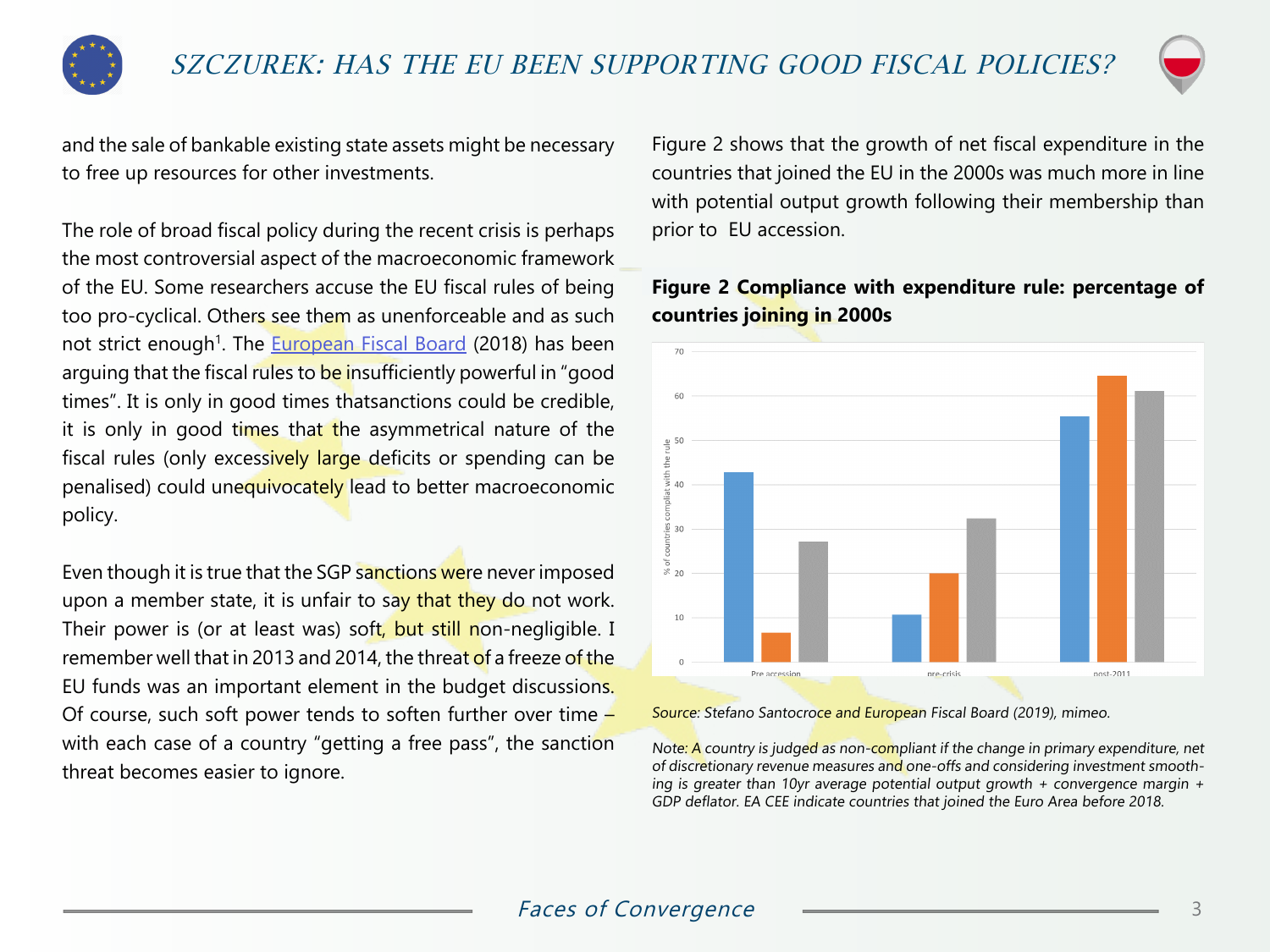and the sale of bankable existing state assets might be necessary to free up resources for other investments.

The role of broad fiscal policy during the recent crisis is perhaps the most controversial aspect of the macroeconomic framework of the EU. Some researchers accuse the EU fiscal rules of being too pro-cyclical. Others see them as unenforceable and as such not strict enough[1]. The European Fiscal Board (2018) has been arguing that the fiscal rules to be insufficiently powerful in "good times". It is only in good times thatsanctions could be credible, it is only in good times that the asymmetrical nature of the fiscal rules (only excessively large deficits or spending can be penalised) could unequivocately lead to better macroeconomic policy.

Even though it is true that the SGP sanctions were never imposed upon a member state, it is unfair to say that they do not work. Their power is (or at least was) soft, but still non-negligible. I remember well that in 2013 and 2014, the threat of a freeze of the EU funds was an important element in the budget discussions. Of course, such soft power tends to soften further over time – with each case of a country "getting a free pass", the sanction threat becomes easier to ignore.

Figure 2 shows that the growth of net fiscal expenditure in the countries that joined the EU in the 2000s was much more in line with potential output growth following their membership than prior to EU accession.

**Figure 2 Compliance with expenditure rule: percentage of countries joining in 2000s**

*Source: Stefano Santocroce and European Fiscal Board (2019), mimeo.*

*Note: A country is judged as non-compliant if the change in primary expenditure, net of discretionary revenue measures and one-offs and considering investment smoothing is greater than 10yr average potential output growth + convergence margin + GDP deflator. EA CEE indicate countries that joined the Euro Area before 2018.*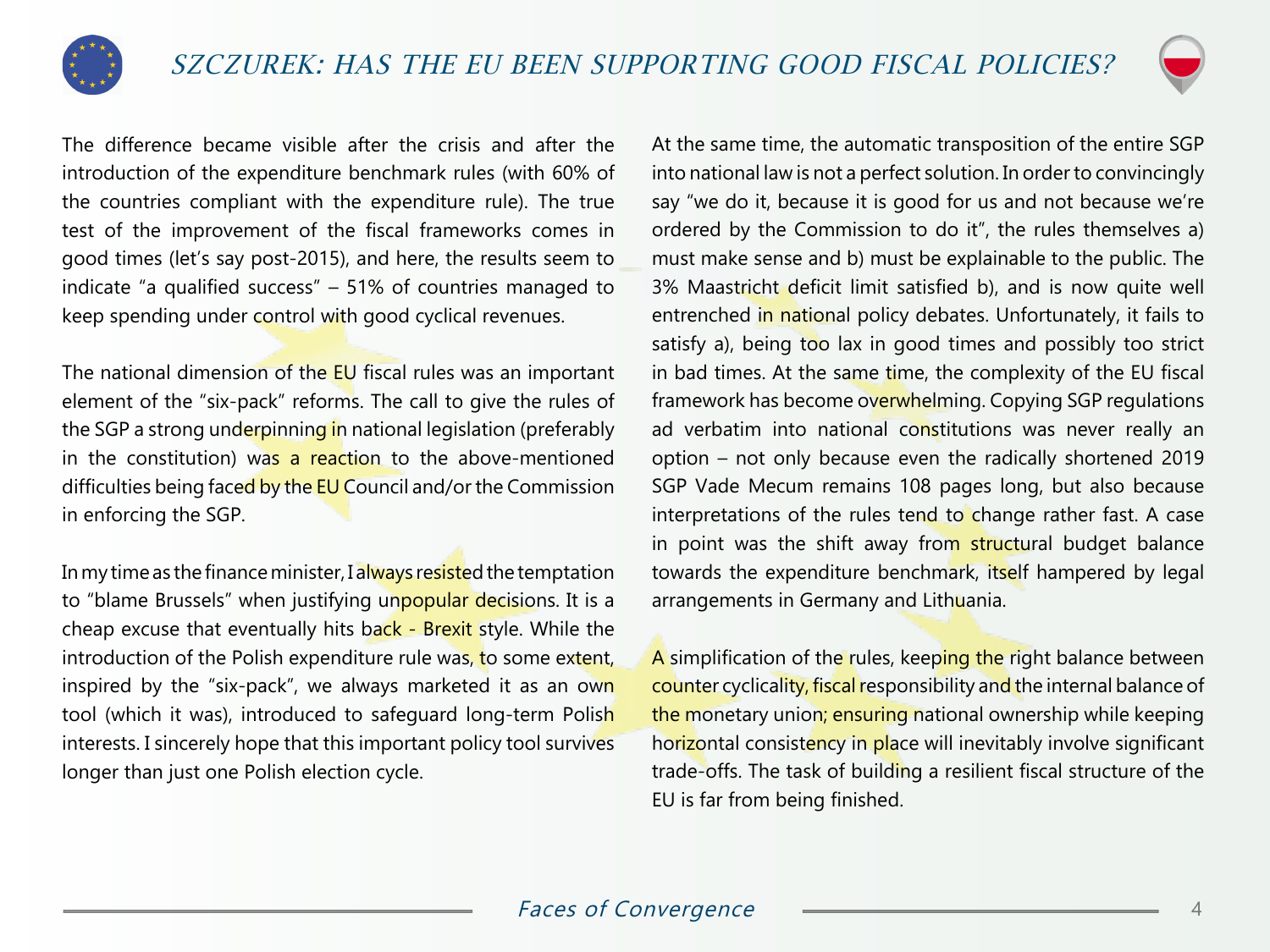The difference became visible after the crisis and after the introduction of the expenditure benchmark rules (with 60% of the countries compliant with the expenditure rule). The true test of the improvement of the fiscal frameworks comes in good times (let's say post-2015), and here, the results seem to indicate "a qualified success" – 51% of countries managed to keep spending under control with good cyclical revenues.

The national dimension of the EU fiscal rules was an important element of the "six-pack" reforms. The call to give the rules of the SGP a strong underpinning in national legislation (preferably in the constitution) was a reaction to the above-mentioned difficulties being faced by the EU Council and/or the Commission in enforcing the SGP.

In my time as the finance minister, I always resisted the temptation to "blame Brussels" when justifying unpopular decisions. It is a cheap excuse that eventually hits back - Brexit style. While the introduction of the Polish expenditure rule was, to some extent, inspired by the "six-pack", we always marketed it as an own tool (which it was), introduced to safeguard long-term Polish interests. I sincerely hope that this important policy tool survives longer than just one Polish election cycle.

At the same time, the automatic transposition of the entire SGP into national law is not a perfect solution. In order to convincingly say "we do it, because it is good for us and not because we're ordered by the Commission to do it", the rules themselves a) must make sense and b) must be explainable to the public. The 3% Maastricht deficit limit satisfied b), and is now quite well entrenched in national policy debates. Unfortunately, it fails to satisfy a), being too lax in good times and possibly too strict in bad times. At the same time, the complexity of the EU fiscal framework has become overwhelming. Copying SGP regulations ad verbatim into national constitutions was never really an option – not only because even the radically shortened 2019 SGP Vade Mecum remains 108 pages long, but also because interpretations of the rules tend to change rather fast. A case in point was the shift away from structural budget balance towards the expenditure benchmark, itself hampered by legal arrangements in Germany and Lithuania.

A simplification of the rules, keeping the right balance between counter cyclicality, fiscal responsibility and the internal balance of the monetary union; ensuring national ownership while keeping horizontal consistency in place will inevitably involve significant trade-offs. The task of building a resilient fiscal structure of the EU is far from being finished.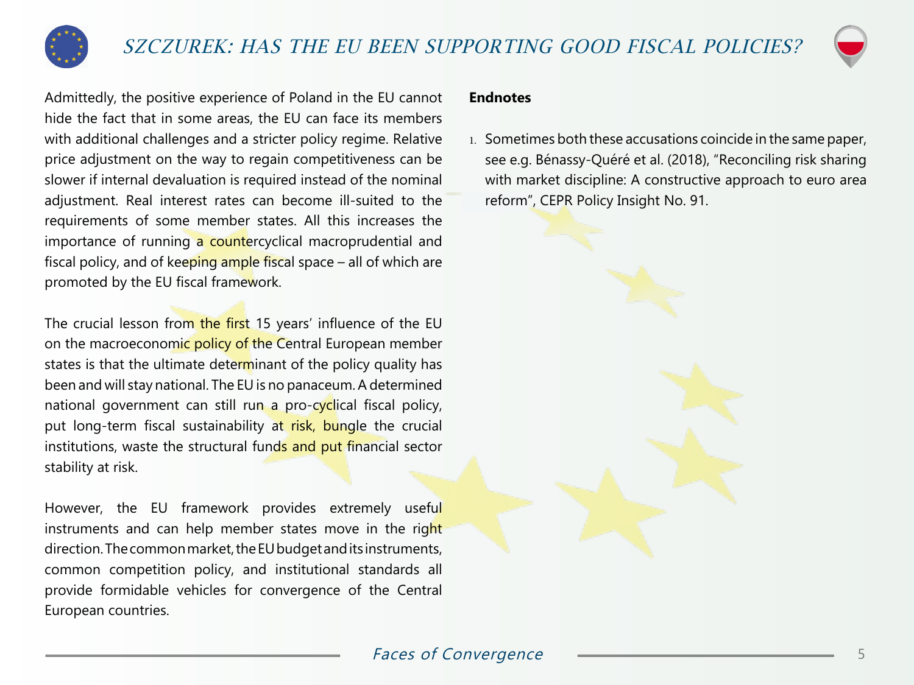Admittedly, the positive experience of Poland in the EU cannot hide the fact that in some areas, the EU can face its members with additional challenges and a stricter policy regime. Relative price adjustment on the way to regain competitiveness can be slower if internal devaluation is required instead of the nominal adjustment. Real interest rates can become ill-suited to the requirements of some member states. All this increases the importance of running a countercyclical macroprudential and fiscal policy, and of keeping ample fiscal space – all of which are promoted by the EU fiscal framework.

The crucial lesson from the first 15 years' influence of the EU on the macroeconomic policy of the Central European member states is that the ultimate determinant of the policy quality has been and will stay national. The EU is no panaceum. A determined national government can still run a pro-cyclical fiscal policy, put long-term fiscal sustainability at risk, bungle the crucial institutions, waste the structural funds and put financial sector stability at risk.

However, the EU framework provides extremely useful instruments and can help member states move in the right direction. The common market, the EU budget and its instruments, common competition policy, and institutional standards all provide formidable vehicles for convergence of the Central European countries.

**Endnotes**

1. Sometimes both these accusations coincide in the same paper, see e.g. Bénassy-Quéré et al. (2018), "Reconciling risk sharing with market discipline: A constructive approach to euro area reform", CEPR Policy Insight No. 91.